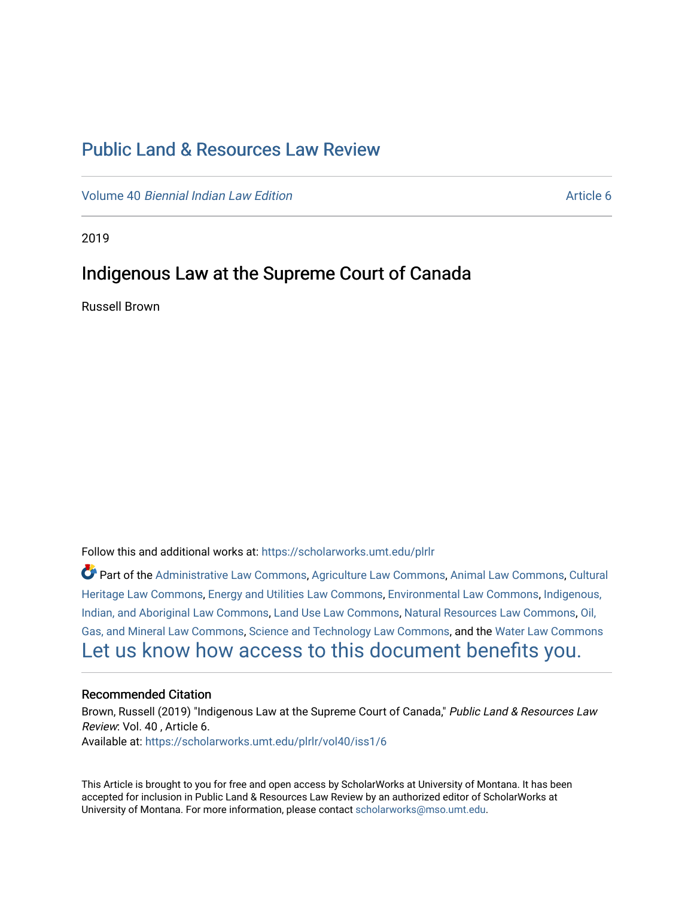# Public Land & Resources Law Review

Volume 40 *Biennial Indian Law Edition* Article 6

2019

## Indigenous Law at the Supreme Court of Canada

Russell Brown

Follow this and additional works at: https://scholarworks.umt.edu/plrlr

Part of the Administrative Law Commons, Agriculture Law Commons, Animal Law Commons, Cultural Heritage Law Commons, Energy and Utilities Law Commons, Environmental Law Commons, Indigenous, Indian, and Aboriginal Law Commons, Land Use Law Commons, Natural Resources Law Commons, Oil, Gas, and Mineral Law Commons, Science and Technology Law Commons, and the Water Law Commons

Let us know how access to this document benefits you.

### Recommended Citation

Brown, Russell (2019) "Indigenous Law at the Supreme Court of Canada," *Public Land & Resources Law Review*: Vol. 40 , Article 6.

Available at: https://scholarworks.umt.edu/plrlr/vol40/iss1/6

This Article is brought to you for free and open access by ScholarWorks at University of Montana. It has been accepted for inclusion in Public Land & Resources Law Review by an authorized editor of ScholarWorks at University of Montana. For more information, please contact scholarworks@mso.umt.edu.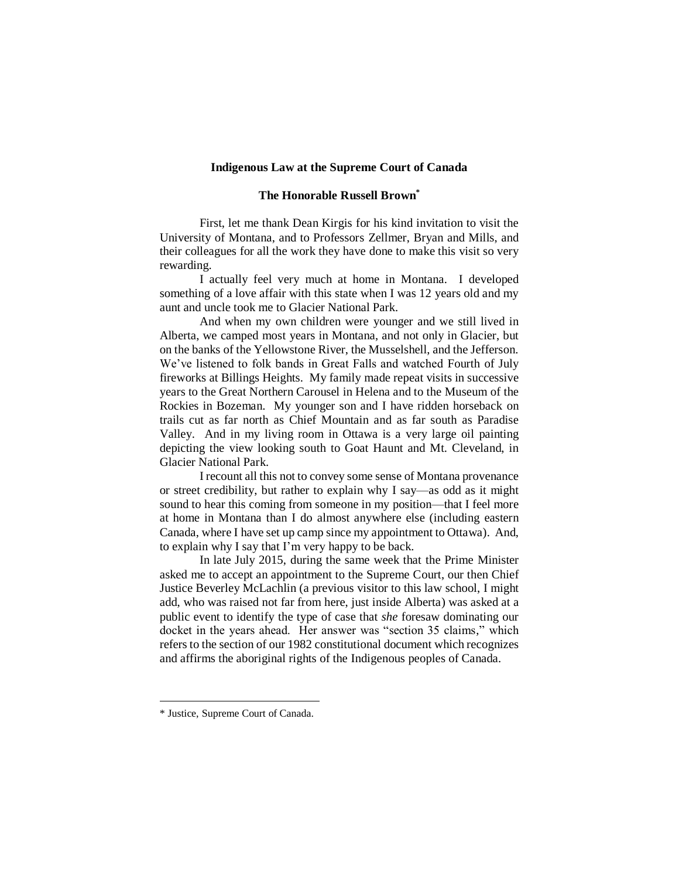# Indigenous Law at the Supreme Court of Canada

## The Honorable Russell Brown*

First, let me thank Dean Kirgis for his kind invitation to visit the University of Montana, and to Professors Zellmer, Bryan and Mills, and their colleagues for all the work they have done to make this visit so very rewarding.

I actually feel very much at home in Montana. I developed something of a love affair with this state when I was 12 years old and my aunt and uncle took me to Glacier National Park.

And when my own children were younger and we still lived in Alberta, we camped most years in Montana, and not only in Glacier, but on the banks of the Yellowstone River, the Musselshell, and the Jefferson. We've listened to folk bands in Great Falls and watched Fourth of July fireworks at Billings Heights. My family made repeat visits in successive years to the Great Northern Carousel in Helena and to the Museum of the Rockies in Bozeman. My younger son and I have ridden horseback on trails cut as far north as Chief Mountain and as far south as Paradise Valley. And in my living room in Ottawa is a very large oil painting depicting the view looking south to Goat Haunt and Mt. Cleveland, in Glacier National Park.

I recount all this not to convey some sense of Montana provenance or street credibility, but rather to explain why I say—as odd as it might sound to hear this coming from someone in my position—that I feel more at home in Montana than I do almost anywhere else (including eastern Canada, where I have set up camp since my appointment to Ottawa). And, to explain why I say that I'm very happy to be back.

In late July 2015, during the same week that the Prime Minister asked me to accept an appointment to the Supreme Court, our then Chief Justice Beverley McLachlin (a previous visitor to this law school, I might add, who was raised not far from here, just inside Alberta) was asked at a public event to identify the type of case that *she* foresaw dominating our docket in the years ahead. Her answer was "section 35 claims," which refers to the section of our 1982 constitutional document which recognizes and affirms the aboriginal rights of the Indigenous peoples of Canada.

---

\* Justice, Supreme Court of Canada.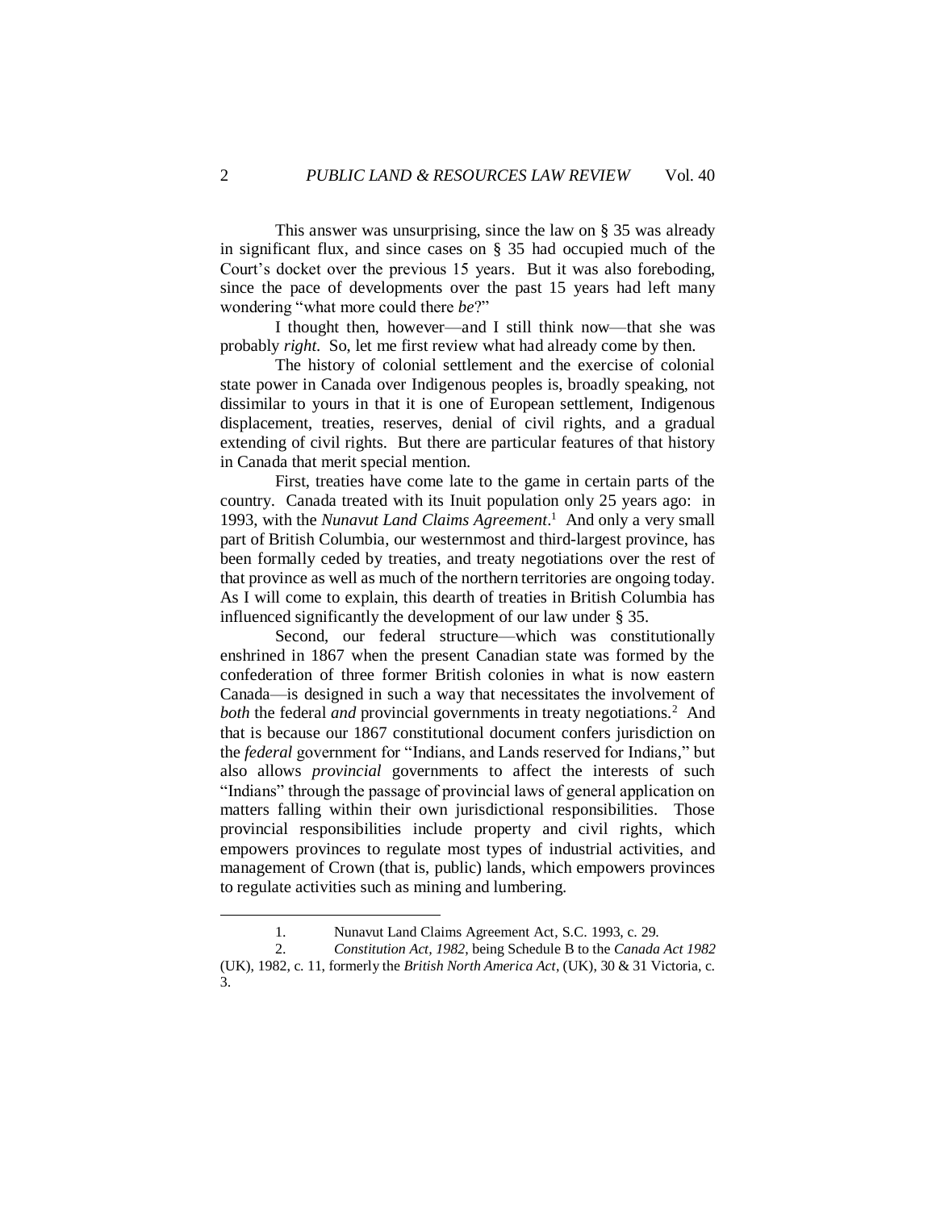This answer was unsurprising, since the law on § 35 was already in significant flux, and since cases on § 35 had occupied much of the Court's docket over the previous 15 years. But it was also foreboding, since the pace of developments over the past 15 years had left many wondering "what more could there *be*?"

I thought then, however—and I still think now—that she was probably *right*. So, let me first review what had already come by then.

The history of colonial settlement and the exercise of colonial state power in Canada over Indigenous peoples is, broadly speaking, not dissimilar to yours in that it is one of European settlement, Indigenous displacement, treaties, reserves, denial of civil rights, and a gradual extending of civil rights. But there are particular features of that history in Canada that merit special mention.

First, treaties have come late to the game in certain parts of the country. Canada treated with its Inuit population only 25 years ago: in 1993, with the *Nunavut Land Claims Agreement*.[1] And only a very small part of British Columbia, our westernmost and third-largest province, has been formally ceded by treaties, and treaty negotiations over the rest of that province as well as much of the northern territories are ongoing today. As I will come to explain, this dearth of treaties in British Columbia has influenced significantly the development of our law under § 35.

Second, our federal structure—which was constitutionally enshrined in 1867 when the present Canadian state was formed by the confederation of three former British colonies in what is now eastern Canada—is designed in such a way that necessitates the involvement of *both* the federal *and* provincial governments in treaty negotiations.[2] And that is because our 1867 constitutional document confers jurisdiction on the *federal* government for "Indians, and Lands reserved for Indians," but also allows *provincial* governments to affect the interests of such "Indians" through the passage of provincial laws of general application on matters falling within their own jurisdictional responsibilities. Those provincial responsibilities include property and civil rights, which empowers provinces to regulate most types of industrial activities, and management of Crown (that is, public) lands, which empowers provinces to regulate activities such as mining and lumbering.

---

1. Nunavut Land Claims Agreement Act, S.C. 1993, c. 29.

2. *Constitution Act, 1982*, being Schedule B to the *Canada Act 1982* (UK), 1982, c. 11, formerly the *British North America Act*, (UK), 30 & 31 Victoria, c. 3.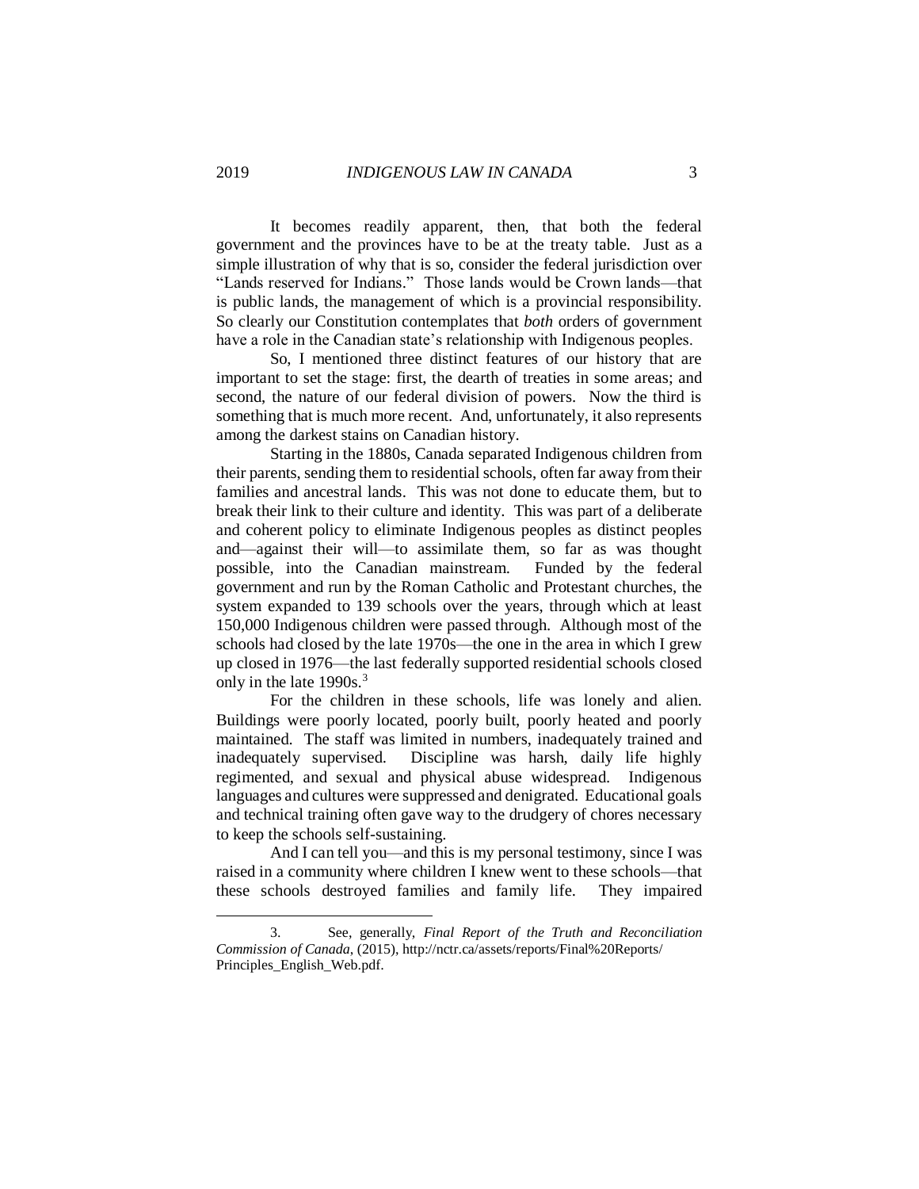It becomes readily apparent, then, that both the federal government and the provinces have to be at the treaty table. Just as a simple illustration of why that is so, consider the federal jurisdiction over "Lands reserved for Indians." Those lands would be Crown lands—that is public lands, the management of which is a provincial responsibility. So clearly our Constitution contemplates that *both* orders of government have a role in the Canadian state's relationship with Indigenous peoples.

So, I mentioned three distinct features of our history that are important to set the stage: first, the dearth of treaties in some areas; and second, the nature of our federal division of powers. Now the third is something that is much more recent. And, unfortunately, it also represents among the darkest stains on Canadian history.

Starting in the 1880s, Canada separated Indigenous children from their parents, sending them to residential schools, often far away from their families and ancestral lands. This was not done to educate them, but to break their link to their culture and identity. This was part of a deliberate and coherent policy to eliminate Indigenous peoples as distinct peoples and—against their will—to assimilate them, so far as was thought possible, into the Canadian mainstream. Funded by the federal government and run by the Roman Catholic and Protestant churches, the system expanded to 139 schools over the years, through which at least 150,000 Indigenous children were passed through. Although most of the schools had closed by the late 1970s—the one in the area in which I grew up closed in 1976—the last federally supported residential schools closed only in the late 1990s.[3]

For the children in these schools, life was lonely and alien. Buildings were poorly located, poorly built, poorly heated and poorly maintained. The staff was limited in numbers, inadequately trained and inadequately supervised. Discipline was harsh, daily life highly regimented, and sexual and physical abuse widespread. Indigenous languages and cultures were suppressed and denigrated. Educational goals and technical training often gave way to the drudgery of chores necessary to keep the schools self-sustaining.

And I can tell you—and this is my personal testimony, since I was raised in a community where children I knew went to these schools—that these schools destroyed families and family life. They impaired

---

3. See, generally, *Final Report of the Truth and Reconciliation Commission of Canada*, (2015), http://nctr.ca/assets/reports/Final%20Reports/Principles_English_Web.pdf.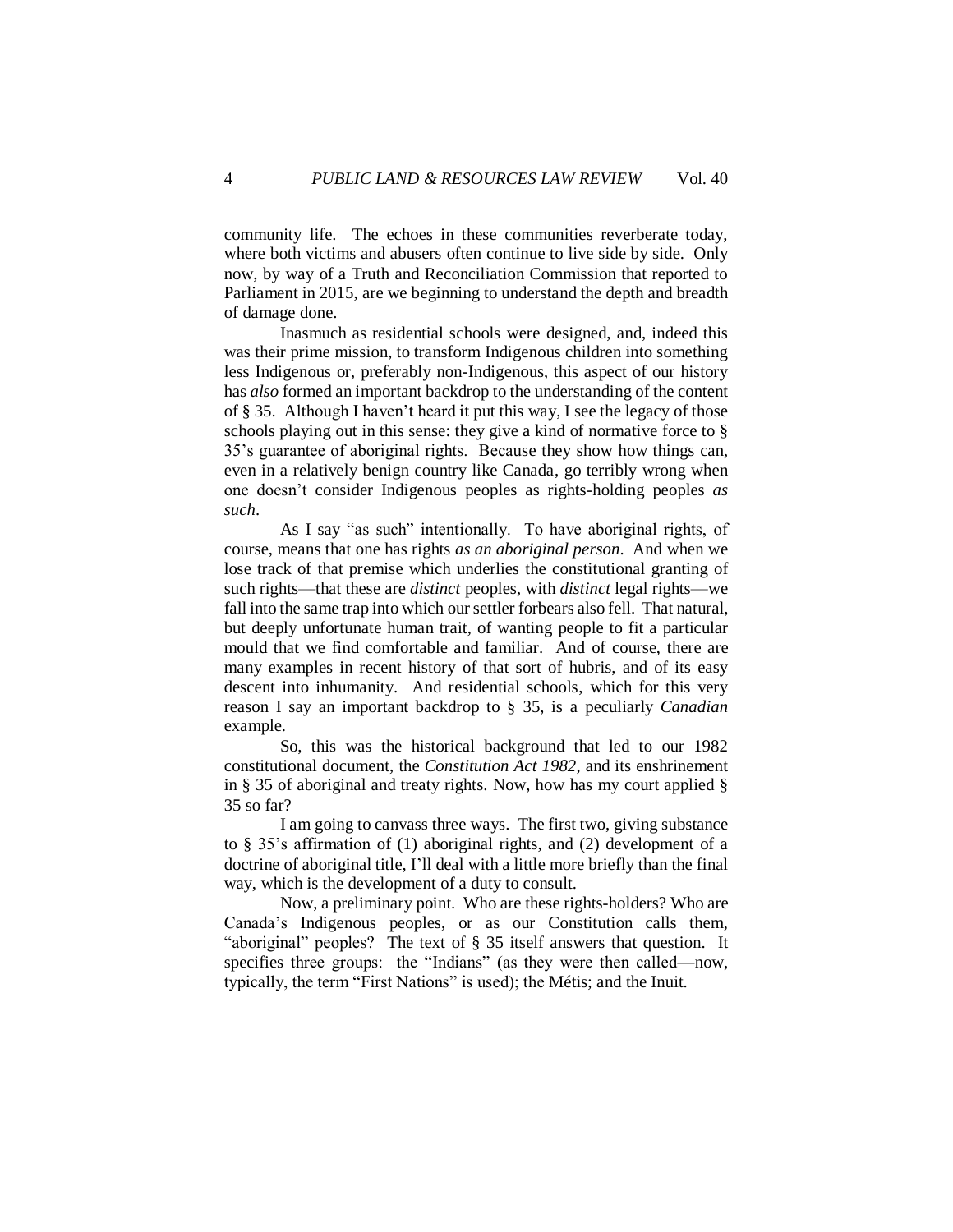community life. The echoes in these communities reverberate today, where both victims and abusers often continue to live side by side. Only now, by way of a Truth and Reconciliation Commission that reported to Parliament in 2015, are we beginning to understand the depth and breadth of damage done.

Inasmuch as residential schools were designed, and, indeed this was their prime mission, to transform Indigenous children into something less Indigenous or, preferably non-Indigenous, this aspect of our history has *also* formed an important backdrop to the understanding of the content of § 35. Although I haven't heard it put this way, I see the legacy of those schools playing out in this sense: they give a kind of normative force to § 35's guarantee of aboriginal rights. Because they show how things can, even in a relatively benign country like Canada, go terribly wrong when one doesn't consider Indigenous peoples as rights-holding peoples *as such*.

As I say "as such" intentionally. To have aboriginal rights, of course, means that one has rights *as an aboriginal person*. And when we lose track of that premise which underlies the constitutional granting of such rights—that these are *distinct* peoples, with *distinct* legal rights—we fall into the same trap into which our settler forbears also fell. That natural, but deeply unfortunate human trait, of wanting people to fit a particular mould that we find comfortable and familiar. And of course, there are many examples in recent history of that sort of hubris, and of its easy descent into inhumanity. And residential schools, which for this very reason I say an important backdrop to § 35, is a peculiarly *Canadian* example.

So, this was the historical background that led to our 1982 constitutional document, the *Constitution Act 1982*, and its enshrinement in § 35 of aboriginal and treaty rights. Now, how has my court applied § 35 so far?

I am going to canvass three ways. The first two, giving substance to § 35's affirmation of (1) aboriginal rights, and (2) development of a doctrine of aboriginal title, I'll deal with a little more briefly than the final way, which is the development of a duty to consult.

Now, a preliminary point. Who are these rights-holders? Who are Canada's Indigenous peoples, or as our Constitution calls them, "aboriginal" peoples? The text of § 35 itself answers that question. It specifies three groups: the "Indians" (as they were then called—now, typically, the term "First Nations" is used); the Métis; and the Inuit.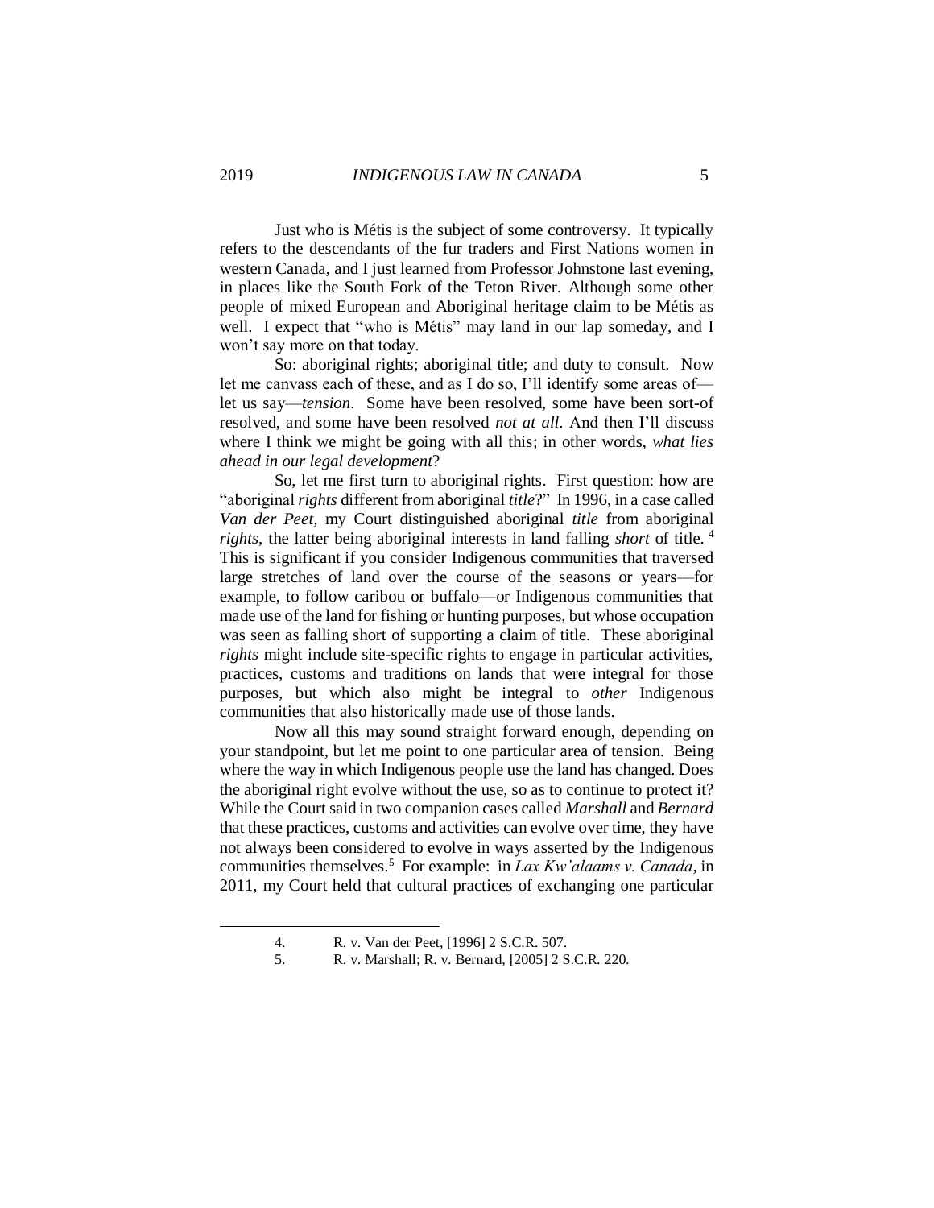Just who is Métis is the subject of some controversy. It typically refers to the descendants of the fur traders and First Nations women in western Canada, and I just learned from Professor Johnstone last evening, in places like the South Fork of the Teton River. Although some other people of mixed European and Aboriginal heritage claim to be Métis as well. I expect that "who is Métis" may land in our lap someday, and I won't say more on that today.

So: aboriginal rights; aboriginal title; and duty to consult. Now let me canvass each of these, and as I do so, I'll identify some areas of—let us say—*tension*. Some have been resolved, some have been sort-of resolved, and some have been resolved *not at all*. And then I'll discuss where I think we might be going with all this; in other words, *what lies ahead in our legal development*?

So, let me first turn to aboriginal rights. First question: how are "aboriginal *rights* different from aboriginal *title*?" In 1996, in a case called *Van der Peet*, my Court distinguished aboriginal *title* from aboriginal *rights*, the latter being aboriginal interests in land falling *short* of title.[4] This is significant if you consider Indigenous communities that traversed large stretches of land over the course of the seasons or years—for example, to follow caribou or buffalo—or Indigenous communities that made use of the land for fishing or hunting purposes, but whose occupation was seen as falling short of supporting a claim of title. These aboriginal *rights* might include site-specific rights to engage in particular activities, practices, customs and traditions on lands that were integral for those purposes, but which also might be integral to *other* Indigenous communities that also historically made use of those lands.

Now all this may sound straight forward enough, depending on your standpoint, but let me point to one particular area of tension. Being where the way in which Indigenous people use the land has changed. Does the aboriginal right evolve without the use, so as to continue to protect it? While the Court said in two companion cases called *Marshall* and *Bernard* that these practices, customs and activities can evolve over time, they have not always been considered to evolve in ways asserted by the Indigenous communities themselves.[5] For example: in *Lax Kw'alaams v. Canada*, in 2011, my Court held that cultural practices of exchanging one particular

4. R. v. Van der Peet, [1996] 2 S.C.R. 507.

5. R. v. Marshall; R. v. Bernard, [2005] 2 S.C.R. 220.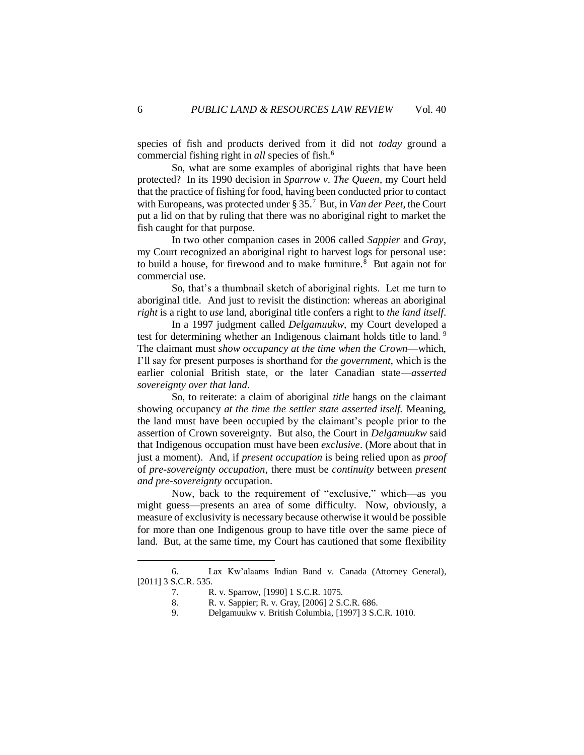species of fish and products derived from it did not *today* ground a commercial fishing right in *all* species of fish.[6]

So, what are some examples of aboriginal rights that have been protected? In its 1990 decision in *Sparrow v. The Queen*, my Court held that the practice of fishing for food, having been conducted prior to contact with Europeans, was protected under § 35.[7] But, in *Van der Peet*, the Court put a lid on that by ruling that there was no aboriginal right to market the fish caught for that purpose.

In two other companion cases in 2006 called *Sappier* and *Gray*, my Court recognized an aboriginal right to harvest logs for personal use: to build a house, for firewood and to make furniture.[8] But again not for commercial use.

So, that's a thumbnail sketch of aboriginal rights. Let me turn to aboriginal title. And just to revisit the distinction: whereas an aboriginal *right* is a right to *use* land, aboriginal title confers a right to *the land itself*.

In a 1997 judgment called *Delgamuukw*, my Court developed a test for determining whether an Indigenous claimant holds title to land.[9] The claimant must *show occupancy at the time when the Crown*—which, I'll say for present purposes is shorthand for *the government*, which is the earlier colonial British state, or the later Canadian state—*asserted sovereignty over that land*.

So, to reiterate: a claim of aboriginal *title* hangs on the claimant showing occupancy *at the time the settler state asserted itself.* Meaning, the land must have been occupied by the claimant's people prior to the assertion of Crown sovereignty. But also, the Court in *Delgamuukw* said that Indigenous occupation must have been *exclusive*. (More about that in just a moment). And, if *present occupation* is being relied upon as *proof* of *pre-sovereignty occupation*, there must be *continuity* between *present and pre-sovereignty* occupation.

Now, back to the requirement of "exclusive," which—as you might guess—presents an area of some difficulty. Now, obviously, a measure of exclusivity is necessary because otherwise it would be possible for more than one Indigenous group to have title over the same piece of land. But, at the same time, my Court has cautioned that some flexibility

---

6. Lax Kw'alaams Indian Band v. Canada (Attorney General), [2011] 3 S.C.R. 535.

7. R. v. Sparrow, [1990] 1 S.C.R. 1075.

8. R. v. Sappier; R. v. Gray, [2006] 2 S.C.R. 686.

9. Delgamuukw v. British Columbia, [1997] 3 S.C.R. 1010.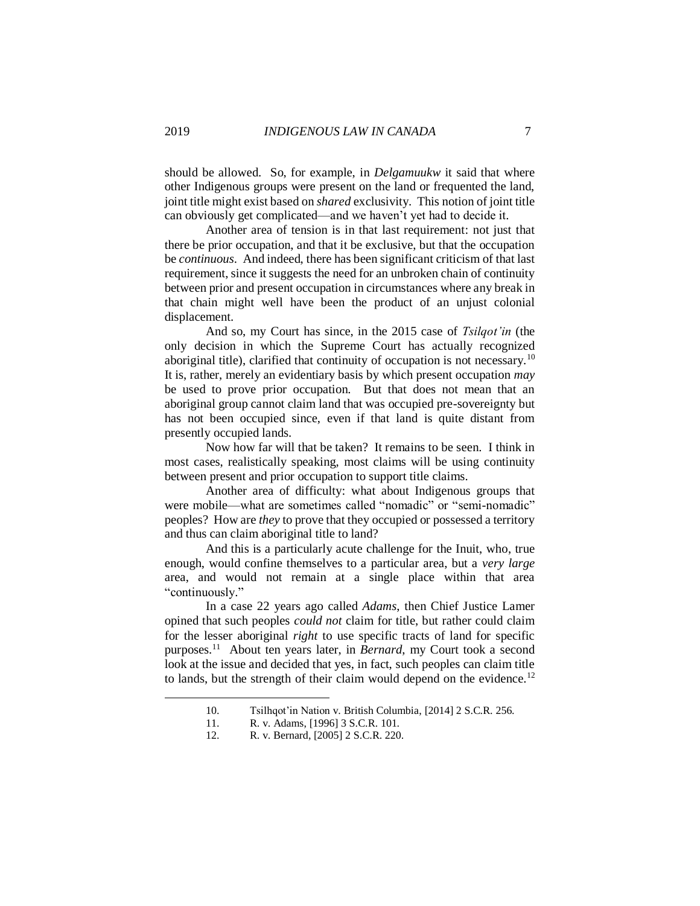should be allowed. So, for example, in *Delgamuukw* it said that where other Indigenous groups were present on the land or frequented the land, joint title might exist based on *shared* exclusivity. This notion of joint title can obviously get complicated—and we haven't yet had to decide it.

Another area of tension is in that last requirement: not just that there be prior occupation, and that it be exclusive, but that the occupation be *continuous*. And indeed, there has been significant criticism of that last requirement, since it suggests the need for an unbroken chain of continuity between prior and present occupation in circumstances where any break in that chain might well have been the product of an unjust colonial displacement.

And so, my Court has since, in the 2015 case of *Tsilqot'in* (the only decision in which the Supreme Court has actually recognized aboriginal title), clarified that continuity of occupation is not necessary.[10] It is, rather, merely an evidentiary basis by which present occupation *may* be used to prove prior occupation. But that does not mean that an aboriginal group cannot claim land that was occupied pre-sovereignty but has not been occupied since, even if that land is quite distant from presently occupied lands.

Now how far will that be taken? It remains to be seen. I think in most cases, realistically speaking, most claims will be using continuity between present and prior occupation to support title claims.

Another area of difficulty: what about Indigenous groups that were mobile—what are sometimes called "nomadic" or "semi-nomadic" peoples? How are *they* to prove that they occupied or possessed a territory and thus can claim aboriginal title to land?

And this is a particularly acute challenge for the Inuit, who, true enough, would confine themselves to a particular area, but a *very large* area, and would not remain at a single place within that area "continuously."

In a case 22 years ago called *Adams*, then Chief Justice Lamer opined that such peoples *could not* claim for title, but rather could claim for the lesser aboriginal *right* to use specific tracts of land for specific purposes.[11] About ten years later, in *Bernard*, my Court took a second look at the issue and decided that yes, in fact, such peoples can claim title to lands, but the strength of their claim would depend on the evidence.[12]

---

10. Tsilhqot'in Nation v. British Columbia, [2014] 2 S.C.R. 256.
11. R. v. Adams, [1996] 3 S.C.R. 101.
12. R. v. Bernard, [2005] 2 S.C.R. 220.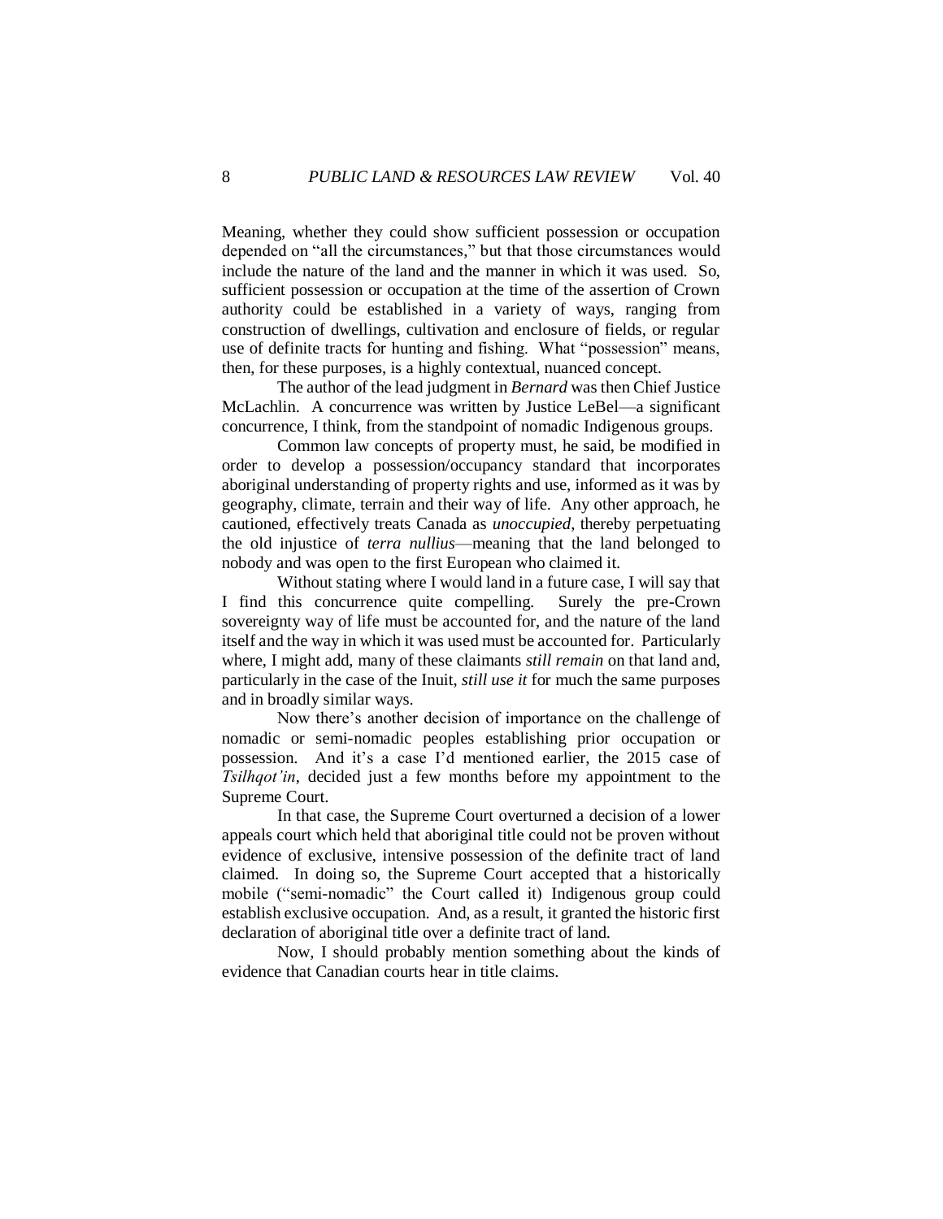Meaning, whether they could show sufficient possession or occupation depended on "all the circumstances," but that those circumstances would include the nature of the land and the manner in which it was used. So, sufficient possession or occupation at the time of the assertion of Crown authority could be established in a variety of ways, ranging from construction of dwellings, cultivation and enclosure of fields, or regular use of definite tracts for hunting and fishing. What "possession" means, then, for these purposes, is a highly contextual, nuanced concept.

The author of the lead judgment in *Bernard* was then Chief Justice McLachlin. A concurrence was written by Justice LeBel—a significant concurrence, I think, from the standpoint of nomadic Indigenous groups.

Common law concepts of property must, he said, be modified in order to develop a possession/occupancy standard that incorporates aboriginal understanding of property rights and use, informed as it was by geography, climate, terrain and their way of life. Any other approach, he cautioned, effectively treats Canada as *unoccupied*, thereby perpetuating the old injustice of *terra nullius*—meaning that the land belonged to nobody and was open to the first European who claimed it.

Without stating where I would land in a future case, I will say that I find this concurrence quite compelling. Surely the pre-Crown sovereignty way of life must be accounted for, and the nature of the land itself and the way in which it was used must be accounted for. Particularly where, I might add, many of these claimants *still remain* on that land and, particularly in the case of the Inuit, *still use it* for much the same purposes and in broadly similar ways.

Now there's another decision of importance on the challenge of nomadic or semi-nomadic peoples establishing prior occupation or possession. And it's a case I'd mentioned earlier, the 2015 case of *Tsilhqot'in*, decided just a few months before my appointment to the Supreme Court.

In that case, the Supreme Court overturned a decision of a lower appeals court which held that aboriginal title could not be proven without evidence of exclusive, intensive possession of the definite tract of land claimed. In doing so, the Supreme Court accepted that a historically mobile ("semi-nomadic" the Court called it) Indigenous group could establish exclusive occupation. And, as a result, it granted the historic first declaration of aboriginal title over a definite tract of land.

Now, I should probably mention something about the kinds of evidence that Canadian courts hear in title claims.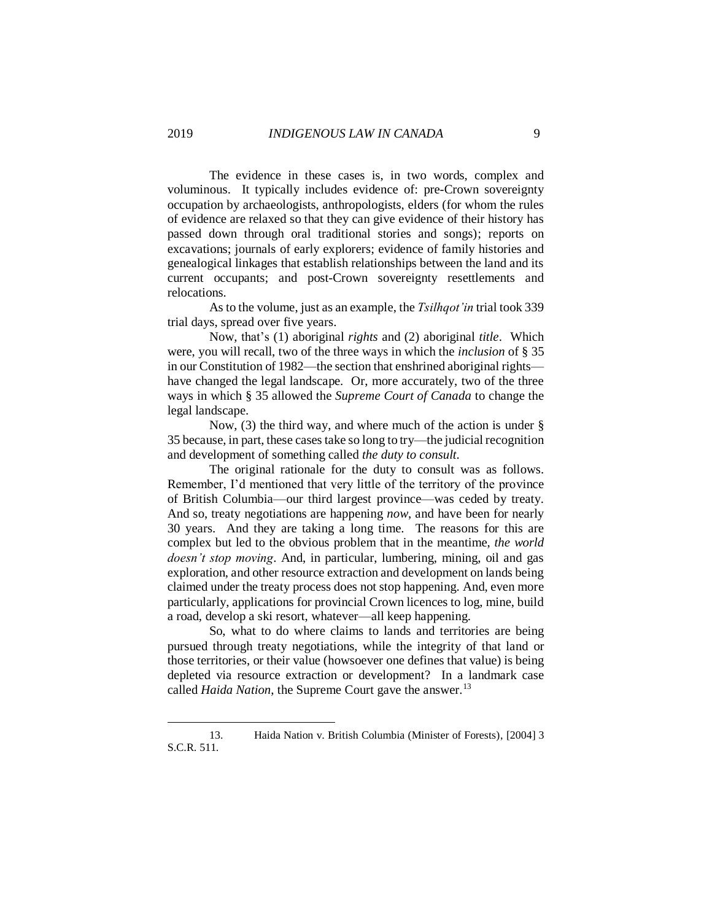The evidence in these cases is, in two words, complex and voluminous. It typically includes evidence of: pre-Crown sovereignty occupation by archaeologists, anthropologists, elders (for whom the rules of evidence are relaxed so that they can give evidence of their history has passed down through oral traditional stories and songs); reports on excavations; journals of early explorers; evidence of family histories and genealogical linkages that establish relationships between the land and its current occupants; and post-Crown sovereignty resettlements and relocations.

As to the volume, just as an example, the *Tsilhqot'in* trial took 339 trial days, spread over five years.

Now, that's (1) aboriginal *rights* and (2) aboriginal *title*. Which were, you will recall, two of the three ways in which the *inclusion* of § 35 in our Constitution of 1982—the section that enshrined aboriginal rights—have changed the legal landscape. Or, more accurately, two of the three ways in which § 35 allowed the *Supreme Court of Canada* to change the legal landscape.

Now, (3) the third way, and where much of the action is under § 35 because, in part, these cases take so long to try—the judicial recognition and development of something called *the duty to consult*.

The original rationale for the duty to consult was as follows. Remember, I'd mentioned that very little of the territory of the province of British Columbia—our third largest province—was ceded by treaty. And so, treaty negotiations are happening *now*, and have been for nearly 30 years. And they are taking a long time. The reasons for this are complex but led to the obvious problem that in the meantime, *the world doesn't stop moving*. And, in particular, lumbering, mining, oil and gas exploration, and other resource extraction and development on lands being claimed under the treaty process does not stop happening. And, even more particularly, applications for provincial Crown licences to log, mine, build a road, develop a ski resort, whatever—all keep happening.

So, what to do where claims to lands and territories are being pursued through treaty negotiations, while the integrity of that land or those territories, or their value (howsoever one defines that value) is being depleted via resource extraction or development? In a landmark case called *Haida Nation*, the Supreme Court gave the answer.[13]

---

13. Haida Nation v. British Columbia (Minister of Forests), [2004] 3 S.C.R. 511.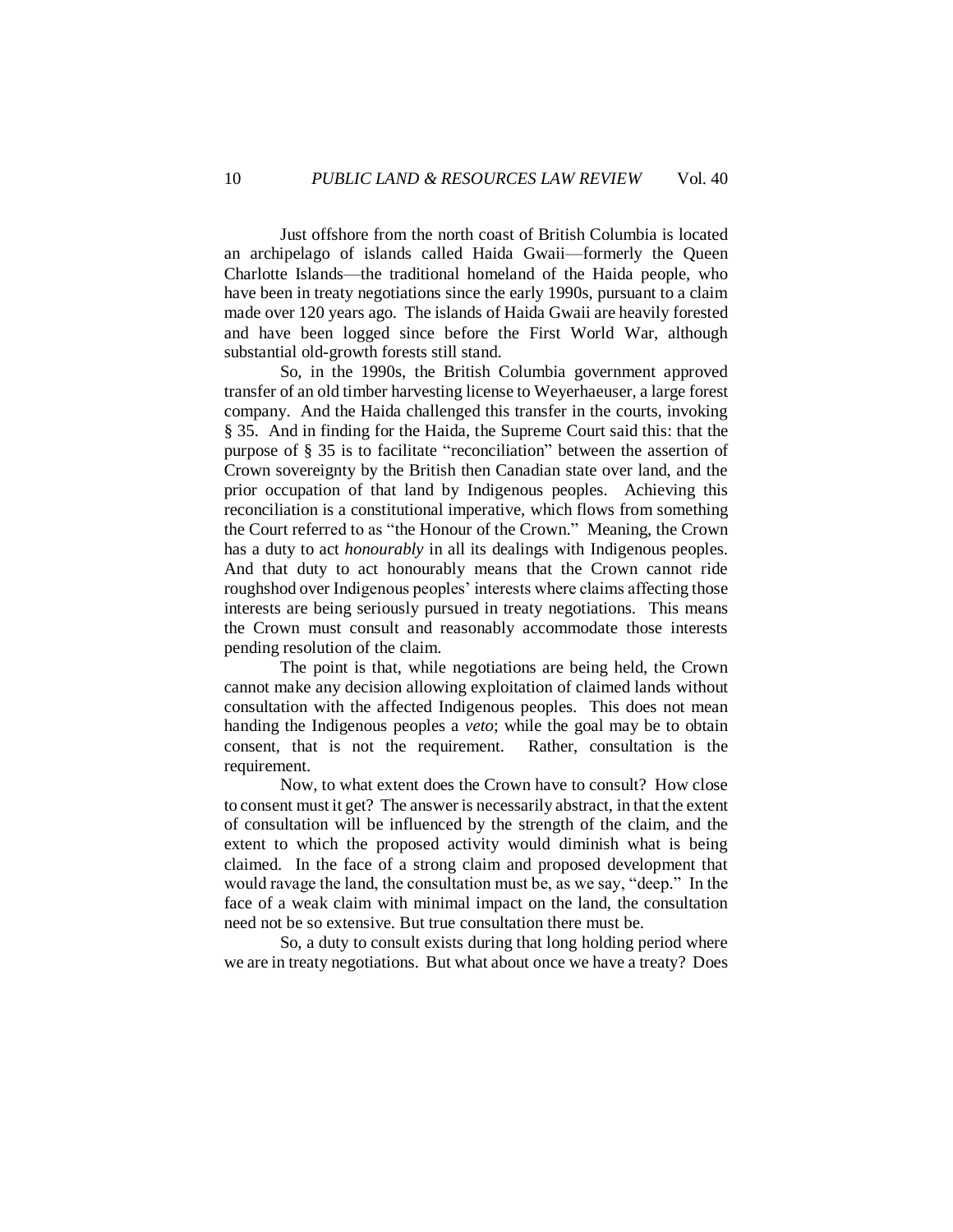Just offshore from the north coast of British Columbia is located an archipelago of islands called Haida Gwaii—formerly the Queen Charlotte Islands—the traditional homeland of the Haida people, who have been in treaty negotiations since the early 1990s, pursuant to a claim made over 120 years ago. The islands of Haida Gwaii are heavily forested and have been logged since before the First World War, although substantial old-growth forests still stand.

So, in the 1990s, the British Columbia government approved transfer of an old timber harvesting license to Weyerhaeuser, a large forest company. And the Haida challenged this transfer in the courts, invoking § 35. And in finding for the Haida, the Supreme Court said this: that the purpose of § 35 is to facilitate "reconciliation" between the assertion of Crown sovereignty by the British then Canadian state over land, and the prior occupation of that land by Indigenous peoples. Achieving this reconciliation is a constitutional imperative, which flows from something the Court referred to as "the Honour of the Crown." Meaning, the Crown has a duty to act *honourably* in all its dealings with Indigenous peoples. And that duty to act honourably means that the Crown cannot ride roughshod over Indigenous peoples' interests where claims affecting those interests are being seriously pursued in treaty negotiations. This means the Crown must consult and reasonably accommodate those interests pending resolution of the claim.

The point is that, while negotiations are being held, the Crown cannot make any decision allowing exploitation of claimed lands without consultation with the affected Indigenous peoples. This does not mean handing the Indigenous peoples a *veto*; while the goal may be to obtain consent, that is not the requirement. Rather, consultation is the requirement.

Now, to what extent does the Crown have to consult? How close to consent must it get? The answer is necessarily abstract, in that the extent of consultation will be influenced by the strength of the claim, and the extent to which the proposed activity would diminish what is being claimed. In the face of a strong claim and proposed development that would ravage the land, the consultation must be, as we say, "deep." In the face of a weak claim with minimal impact on the land, the consultation need not be so extensive. But true consultation there must be.

So, a duty to consult exists during that long holding period where we are in treaty negotiations. But what about once we have a treaty? Does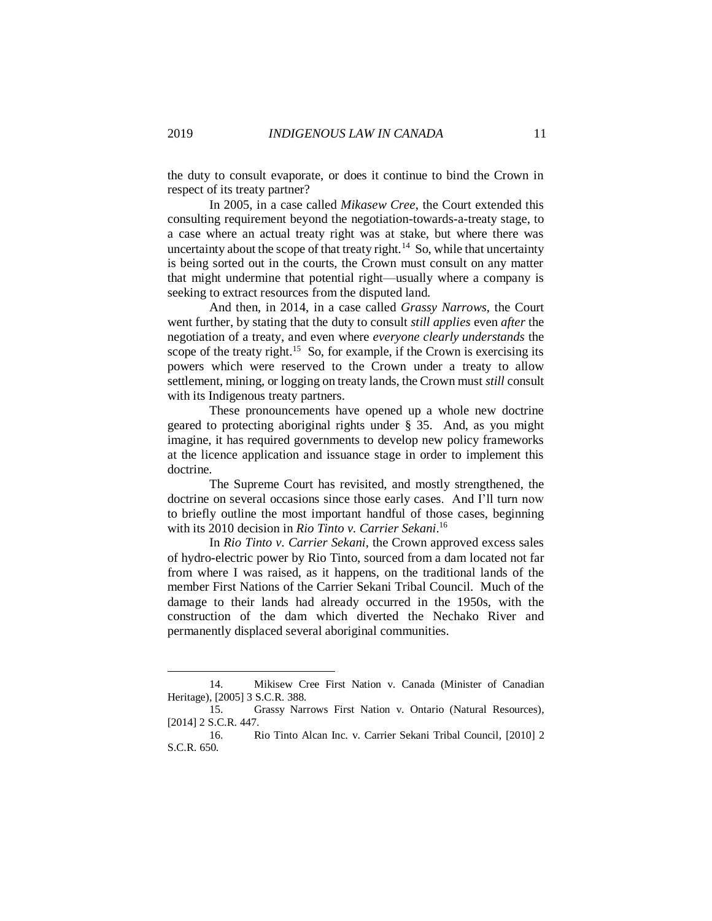the duty to consult evaporate, or does it continue to bind the Crown in respect of its treaty partner?

In 2005, in a case called *Mikasew Cree*, the Court extended this consulting requirement beyond the negotiation-towards-a-treaty stage, to a case where an actual treaty right was at stake, but where there was uncertainty about the scope of that treaty right.[14] So, while that uncertainty is being sorted out in the courts, the Crown must consult on any matter that might undermine that potential right—usually where a company is seeking to extract resources from the disputed land.

And then, in 2014, in a case called *Grassy Narrows*, the Court went further, by stating that the duty to consult *still applies* even *after* the negotiation of a treaty, and even where *everyone clearly understands* the scope of the treaty right.[15] So, for example, if the Crown is exercising its powers which were reserved to the Crown under a treaty to allow settlement, mining, or logging on treaty lands, the Crown must *still* consult with its Indigenous treaty partners.

These pronouncements have opened up a whole new doctrine geared to protecting aboriginal rights under § 35. And, as you might imagine, it has required governments to develop new policy frameworks at the licence application and issuance stage in order to implement this doctrine.

The Supreme Court has revisited, and mostly strengthened, the doctrine on several occasions since those early cases. And I'll turn now to briefly outline the most important handful of those cases, beginning with its 2010 decision in *Rio Tinto v. Carrier Sekani*.[16]

In *Rio Tinto v. Carrier Sekani*, the Crown approved excess sales of hydro-electric power by Rio Tinto, sourced from a dam located not far from where I was raised, as it happens, on the traditional lands of the member First Nations of the Carrier Sekani Tribal Council. Much of the damage to their lands had already occurred in the 1950s, with the construction of the dam which diverted the Nechako River and permanently displaced several aboriginal communities.

---

14. Mikisew Cree First Nation v. Canada (Minister of Canadian Heritage), [2005] 3 S.C.R. 388.

15. Grassy Narrows First Nation v. Ontario (Natural Resources), [2014] 2 S.C.R. 447.

16. Rio Tinto Alcan Inc. v. Carrier Sekani Tribal Council, [2010] 2 S.C.R. 650.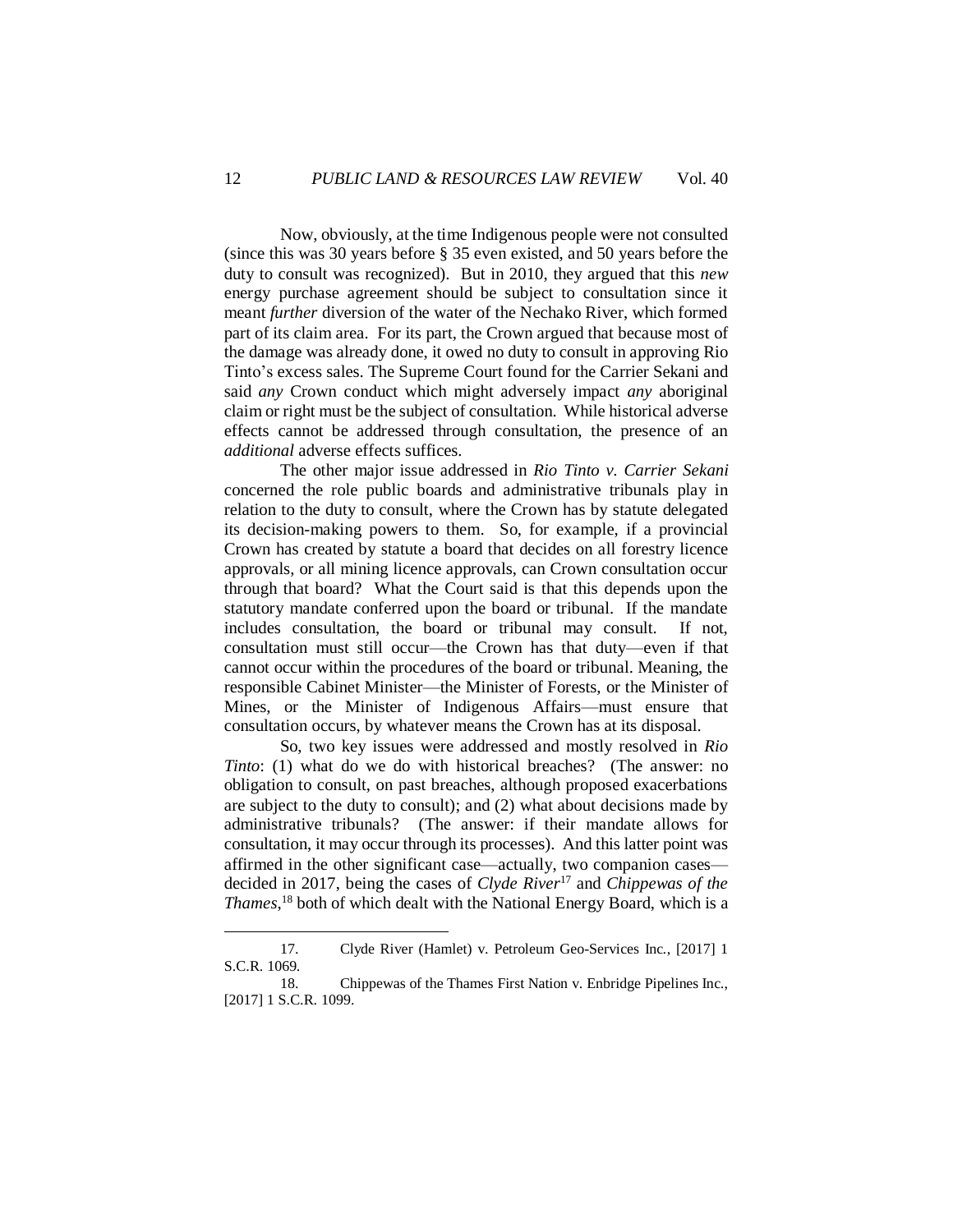Now, obviously, at the time Indigenous people were not consulted (since this was 30 years before § 35 even existed, and 50 years before the duty to consult was recognized). But in 2010, they argued that this *new* energy purchase agreement should be subject to consultation since it meant *further* diversion of the water of the Nechako River, which formed part of its claim area. For its part, the Crown argued that because most of the damage was already done, it owed no duty to consult in approving Rio Tinto's excess sales. The Supreme Court found for the Carrier Sekani and said *any* Crown conduct which might adversely impact *any* aboriginal claim or right must be the subject of consultation. While historical adverse effects cannot be addressed through consultation, the presence of an *additional* adverse effects suffices.

The other major issue addressed in *Rio Tinto v. Carrier Sekani* concerned the role public boards and administrative tribunals play in relation to the duty to consult, where the Crown has by statute delegated its decision-making powers to them. So, for example, if a provincial Crown has created by statute a board that decides on all forestry licence approvals, or all mining licence approvals, can Crown consultation occur through that board? What the Court said is that this depends upon the statutory mandate conferred upon the board or tribunal. If the mandate includes consultation, the board or tribunal may consult. If not, consultation must still occur—the Crown has that duty—even if that cannot occur within the procedures of the board or tribunal. Meaning, the responsible Cabinet Minister—the Minister of Forests, or the Minister of Mines, or the Minister of Indigenous Affairs—must ensure that consultation occurs, by whatever means the Crown has at its disposal.

So, two key issues were addressed and mostly resolved in *Rio Tinto*: (1) what do we do with historical breaches? (The answer: no obligation to consult, on past breaches, although proposed exacerbations are subject to the duty to consult); and (2) what about decisions made by administrative tribunals? (The answer: if their mandate allows for consultation, it may occur through its processes). And this latter point was affirmed in the other significant case—actually, two companion cases—decided in 2017, being the cases of *Clyde River*[17] and *Chippewas of the Thames*,[18] both of which dealt with the National Energy Board, which is a

---

17. Clyde River (Hamlet) v. Petroleum Geo-Services Inc., [2017] 1 S.C.R. 1069.

18. Chippewas of the Thames First Nation v. Enbridge Pipelines Inc., [2017] 1 S.C.R. 1099.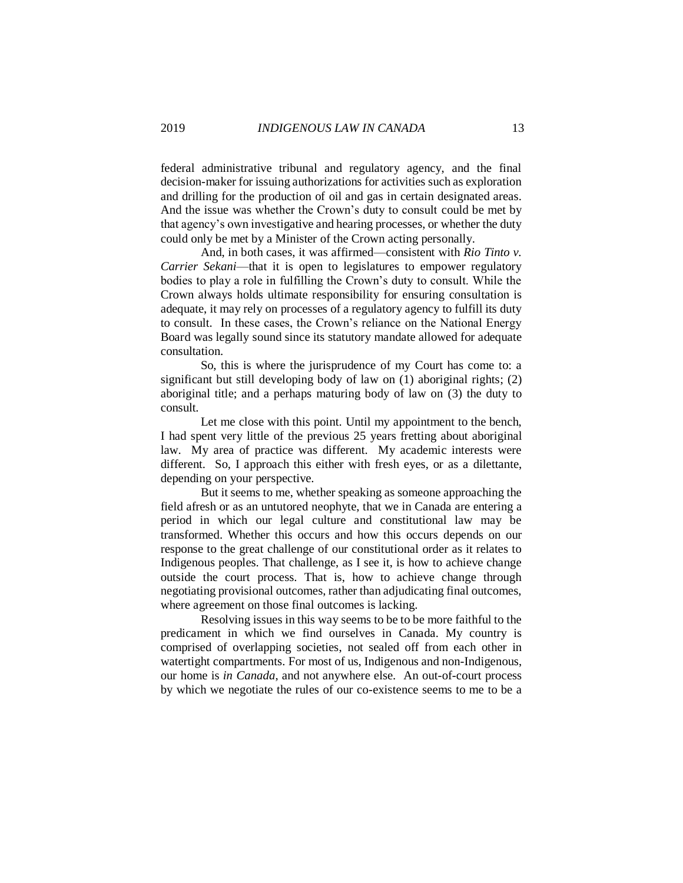federal administrative tribunal and regulatory agency, and the final decision-maker for issuing authorizations for activities such as exploration and drilling for the production of oil and gas in certain designated areas. And the issue was whether the Crown's duty to consult could be met by that agency's own investigative and hearing processes, or whether the duty could only be met by a Minister of the Crown acting personally.

And, in both cases, it was affirmed—consistent with *Rio Tinto v. Carrier Sekani*—that it is open to legislatures to empower regulatory bodies to play a role in fulfilling the Crown's duty to consult. While the Crown always holds ultimate responsibility for ensuring consultation is adequate, it may rely on processes of a regulatory agency to fulfill its duty to consult. In these cases, the Crown's reliance on the National Energy Board was legally sound since its statutory mandate allowed for adequate consultation.

So, this is where the jurisprudence of my Court has come to: a significant but still developing body of law on (1) aboriginal rights; (2) aboriginal title; and a perhaps maturing body of law on (3) the duty to consult.

Let me close with this point. Until my appointment to the bench, I had spent very little of the previous 25 years fretting about aboriginal law. My area of practice was different. My academic interests were different. So, I approach this either with fresh eyes, or as a dilettante, depending on your perspective.

But it seems to me, whether speaking as someone approaching the field afresh or as an untutored neophyte, that we in Canada are entering a period in which our legal culture and constitutional law may be transformed. Whether this occurs and how this occurs depends on our response to the great challenge of our constitutional order as it relates to Indigenous peoples. That challenge, as I see it, is how to achieve change outside the court process. That is, how to achieve change through negotiating provisional outcomes, rather than adjudicating final outcomes, where agreement on those final outcomes is lacking.

Resolving issues in this way seems to be to be more faithful to the predicament in which we find ourselves in Canada. My country is comprised of overlapping societies, not sealed off from each other in watertight compartments. For most of us, Indigenous and non-Indigenous, our home is *in Canada*, and not anywhere else. An out-of-court process by which we negotiate the rules of our co-existence seems to me to be a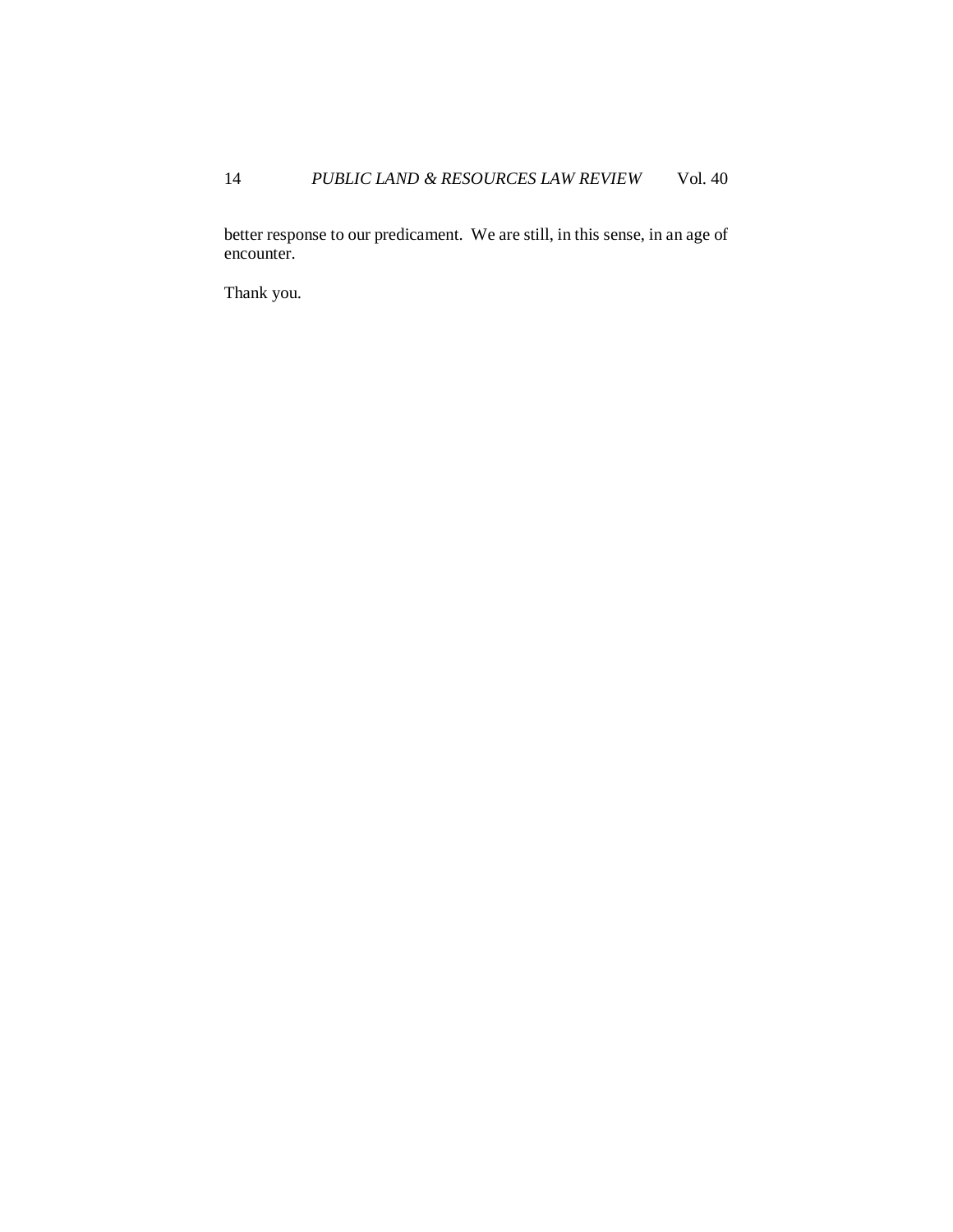better response to our predicament. We are still, in this sense, in an age of encounter.

Thank you.